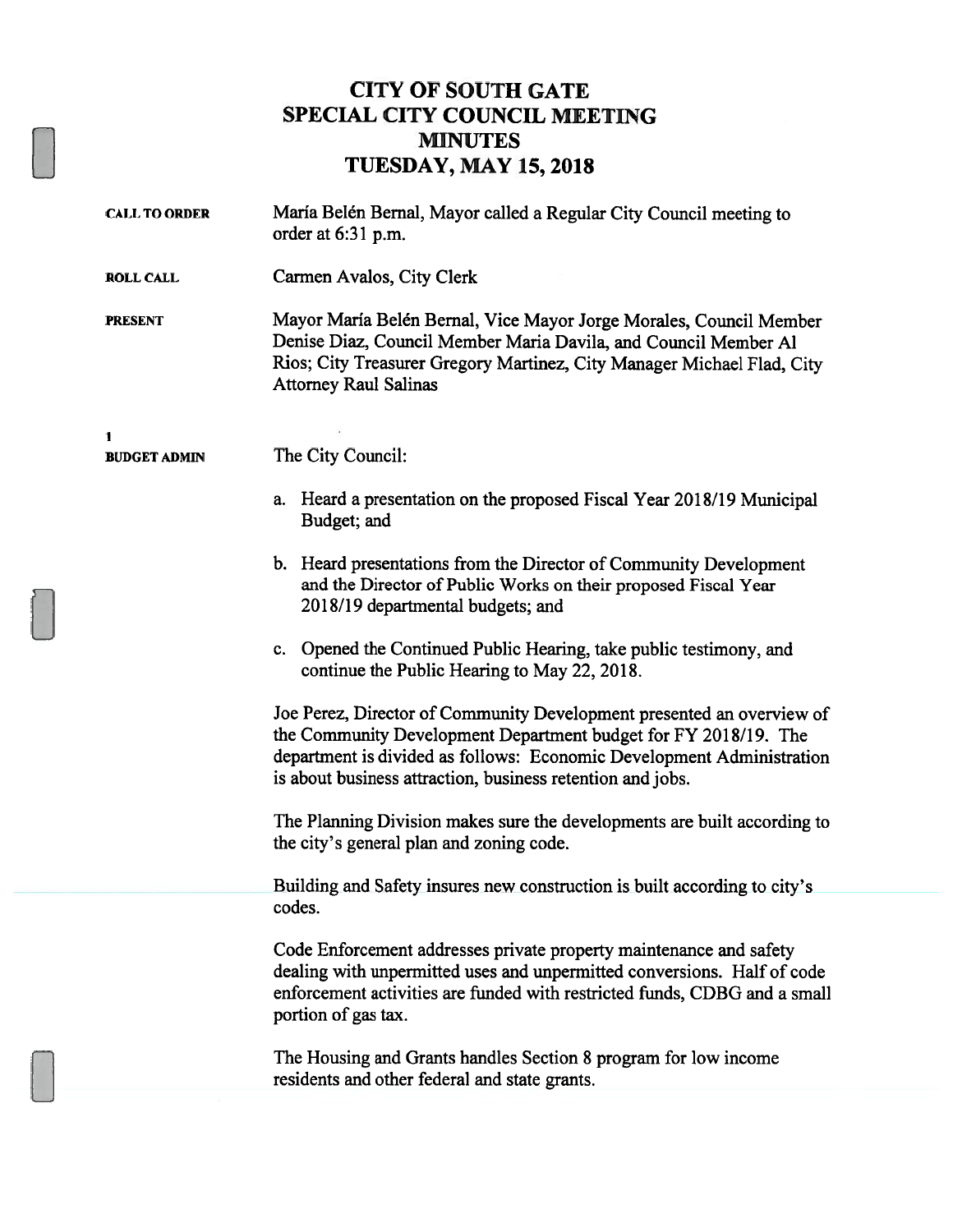# CITY OF SOUTH GATE
## SPECIAL CITY COUNCIL MEETING
## MINUTES
## TUESDAY, MAY 15, 2018

**CALL TO ORDER** María Belén Bernal, Mayor called a Regular City Council meeting to order at 6:31 p.m.

**ROLL CALL** Carmen Avalos, City Clerk

**PRESENT** Mayor María Belén Bernal, Vice Mayor Jorge Morales, Council Member Denise Diaz, Council Member Maria Davila, and Council Member Al Rios; City Treasurer Gregory Martinez, City Manager Michael Flad, City Attorney Raul Salinas

**1**
**BUDGET ADMIN** The City Council:

a. Heard a presentation on the proposed Fiscal Year 2018/19 Municipal Budget; and

b. Heard presentations from the Director of Community Development and the Director of Public Works on their proposed Fiscal Year 2018/19 departmental budgets; and

c. Opened the Continued Public Hearing, take public testimony, and continue the Public Hearing to May 22, 2018.

Joe Perez, Director of Community Development presented an overview of the Community Development Department budget for FY 2018/19. The department is divided as follows: Economic Development Administration is about business attraction, business retention and jobs.

The Planning Division makes sure the developments are built according to the city's general plan and zoning code.

Building and Safety insures new construction is built according to city's codes.

Code Enforcement addresses private property maintenance and safety dealing with unpermitted uses and unpermitted conversions. Half of code enforcement activities are funded with restricted funds, CDBG and a small portion of gas tax.

The Housing and Grants handles Section 8 program for low income residents and other federal and state grants.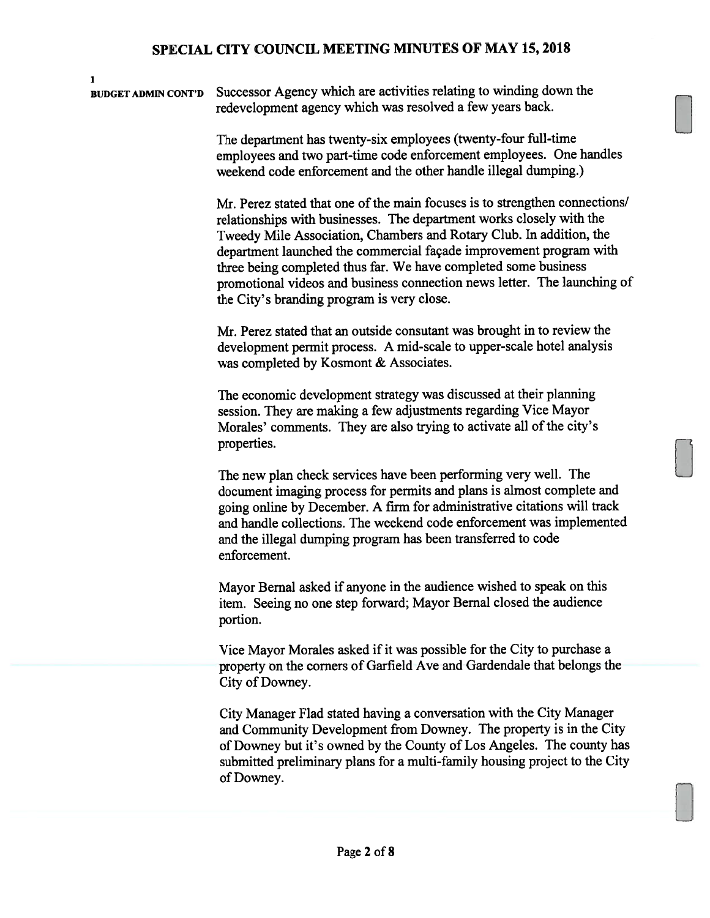1

**BUDGET ADMIN CONT'D** Successor Agency which are activities relating to winding down the redevelopment agency which was resolved a few years back.

The department has twenty-six employees (twenty-four full-time employees and two part-time code enforcement employees. One handles weekend code enforcement and the other handle illegal dumping.)

Mr. Perez stated that one of the main focuses is to strengthen connections/ relationships with businesses. The department works closely with the Tweedy Mile Association, Chambers and Rotary Club. In addition, the department launched the commercial façade improvement program with three being completed thus far. We have completed some business promotional videos and business connection news letter. The launching of the City's branding program is very close.

Mr. Perez stated that an outside consutant was brought in to review the development permit process. A mid-scale to upper-scale hotel analysis was completed by Kosmont & Associates.

The economic development strategy was discussed at their planning session. They are making a few adjustments regarding Vice Mayor Morales' comments. They are also trying to activate all of the city's properties.

The new plan check services have been performing very well. The document imaging process for permits and plans is almost complete and going online by December. A firm for administrative citations will track and handle collections. The weekend code enforcement was implemented and the illegal dumping program has been transferred to code enforcement.

Mayor Bernal asked if anyone in the audience wished to speak on this item. Seeing no one step forward; Mayor Bernal closed the audience portion.

Vice Mayor Morales asked if it was possible for the City to purchase a property on the corners of Garfield Ave and Gardendale that belongs the City of Downey.

City Manager Flad stated having a conversation with the City Manager and Community Development from Downey. The property is in the City of Downey but it's owned by the County of Los Angeles. The county has submitted preliminary plans for a multi-family housing project to the City of Downey.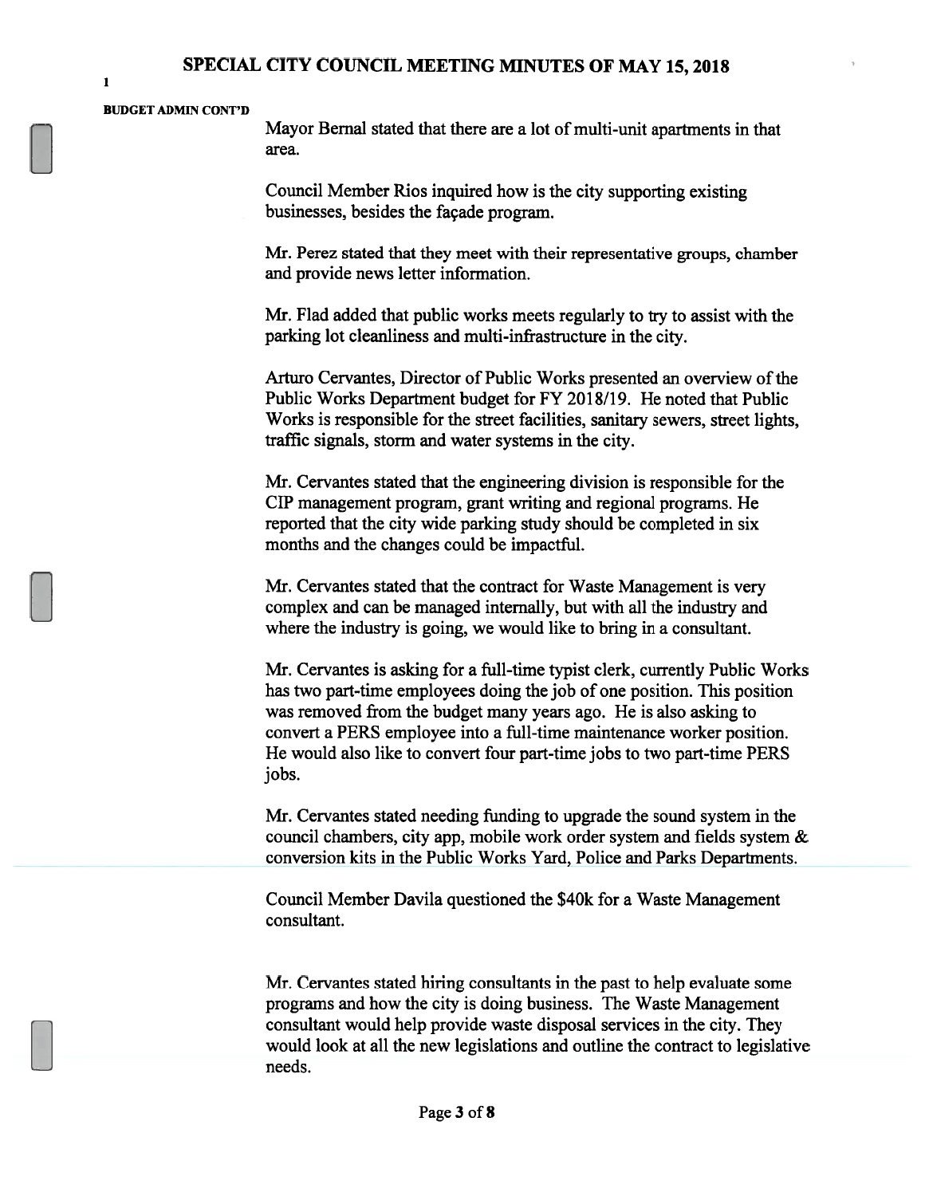**BUDGET ADMIN CONT'D**

Mayor Bernal stated that there are a lot of multi-unit apartments in that area.

Council Member Rios inquired how is the city supporting existing businesses, besides the façade program.

Mr. Perez stated that they meet with their representative groups, chamber and provide news letter information.

Mr. Flad added that public works meets regularly to try to assist with the parking lot cleanliness and multi-infrastructure in the city.

Arturo Cervantes, Director of Public Works presented an overview of the Public Works Department budget for FY 2018/19. He noted that Public Works is responsible for the street facilities, sanitary sewers, street lights, traffic signals, storm and water systems in the city.

Mr. Cervantes stated that the engineering division is responsible for the CIP management program, grant writing and regional programs. He reported that the city wide parking study should be completed in six months and the changes could be impactful.

Mr. Cervantes stated that the contract for Waste Management is very complex and can be managed internally, but with all the industry and where the industry is going, we would like to bring in a consultant.

Mr. Cervantes is asking for a full-time typist clerk, currently Public Works has two part-time employees doing the job of one position. This position was removed from the budget many years ago. He is also asking to convert a PERS employee into a full-time maintenance worker position. He would also like to convert four part-time jobs to two part-time PERS jobs.

Mr. Cervantes stated needing funding to upgrade the sound system in the council chambers, city app, mobile work order system and fields system & conversion kits in the Public Works Yard, Police and Parks Departments.

Council Member Davila questioned the $40k for a Waste Management consultant.

Mr. Cervantes stated hiring consultants in the past to help evaluate some programs and how the city is doing business. The Waste Management consultant would help provide waste disposal services in the city. They would look at all the new legislations and outline the contract to legislative needs.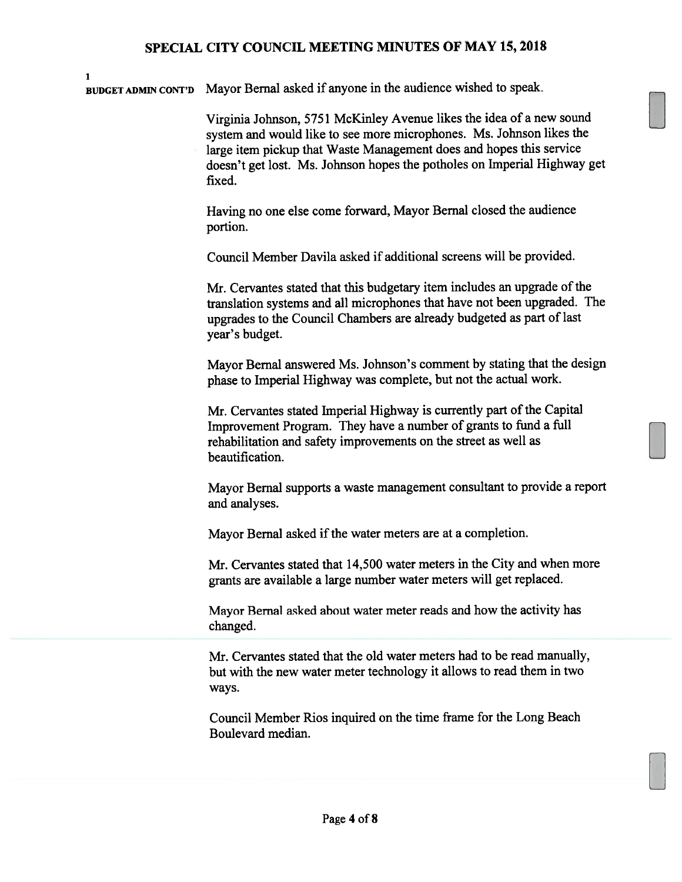1

**BUDGET ADMIN CONT'D** Mayor Bernal asked if anyone in the audience wished to speak.

Virginia Johnson, 5751 McKinley Avenue likes the idea of a new sound system and would like to see more microphones. Ms. Johnson likes the large item pickup that Waste Management does and hopes this service doesn't get lost. Ms. Johnson hopes the potholes on Imperial Highway get fixed.

Having no one else come forward, Mayor Bernal closed the audience portion.

Council Member Davila asked if additional screens will be provided.

Mr. Cervantes stated that this budgetary item includes an upgrade of the translation systems and all microphones that have not been upgraded. The upgrades to the Council Chambers are already budgeted as part of last year's budget.

Mayor Bernal answered Ms. Johnson's comment by stating that the design phase to Imperial Highway was complete, but not the actual work.

Mr. Cervantes stated Imperial Highway is currently part of the Capital Improvement Program. They have a number of grants to fund a full rehabilitation and safety improvements on the street as well as beautification.

Mayor Bernal supports a waste management consultant to provide a report and analyses.

Mayor Bernal asked if the water meters are at a completion.

Mr. Cervantes stated that 14,500 water meters in the City and when more grants are available a large number water meters will get replaced.

Mayor Bernal asked about water meter reads and how the activity has changed.

Mr. Cervantes stated that the old water meters had to be read manually, but with the new water meter technology it allows to read them in two ways.

Council Member Rios inquired on the time frame for the Long Beach Boulevard median.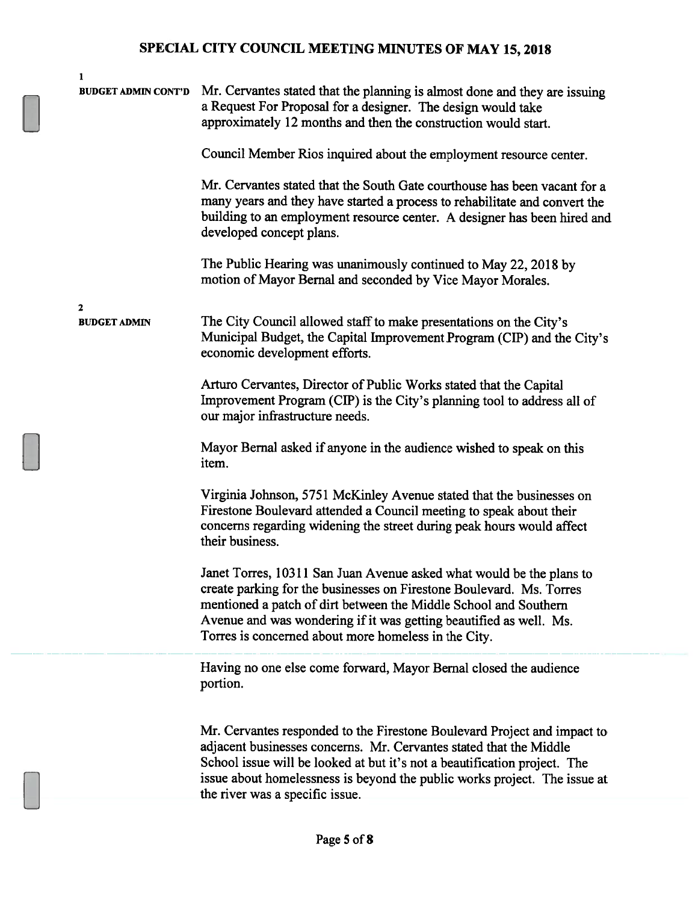**1**
**BUDGET ADMIN CONT'D**

Mr. Cervantes stated that the planning is almost done and they are issuing a Request For Proposal for a designer. The design would take approximately 12 months and then the construction would start.

Council Member Rios inquired about the employment resource center.

Mr. Cervantes stated that the South Gate courthouse has been vacant for a many years and they have started a process to rehabilitate and convert the building to an employment resource center. A designer has been hired and developed concept plans.

The Public Hearing was unanimously continued to May 22, 2018 by motion of Mayor Bernal and seconded by Vice Mayor Morales.

**2**
**BUDGET ADMIN**

The City Council allowed staff to make presentations on the City's Municipal Budget, the Capital Improvement Program (CIP) and the City's economic development efforts.

Arturo Cervantes, Director of Public Works stated that the Capital Improvement Program (CIP) is the City's planning tool to address all of our major infrastructure needs.

Mayor Bernal asked if anyone in the audience wished to speak on this item.

Virginia Johnson, 5751 McKinley Avenue stated that the businesses on Firestone Boulevard attended a Council meeting to speak about their concerns regarding widening the street during peak hours would affect their business.

Janet Torres, 10311 San Juan Avenue asked what would be the plans to create parking for the businesses on Firestone Boulevard. Ms. Torres mentioned a patch of dirt between the Middle School and Southern Avenue and was wondering if it was getting beautified as well. Ms. Torres is concerned about more homeless in the City.

Having no one else come forward, Mayor Bernal closed the audience portion.

Mr. Cervantes responded to the Firestone Boulevard Project and impact to adjacent businesses concerns. Mr. Cervantes stated that the Middle School issue will be looked at but it's not a beautification project. The issue about homelessness is beyond the public works project. The issue at the river was a specific issue.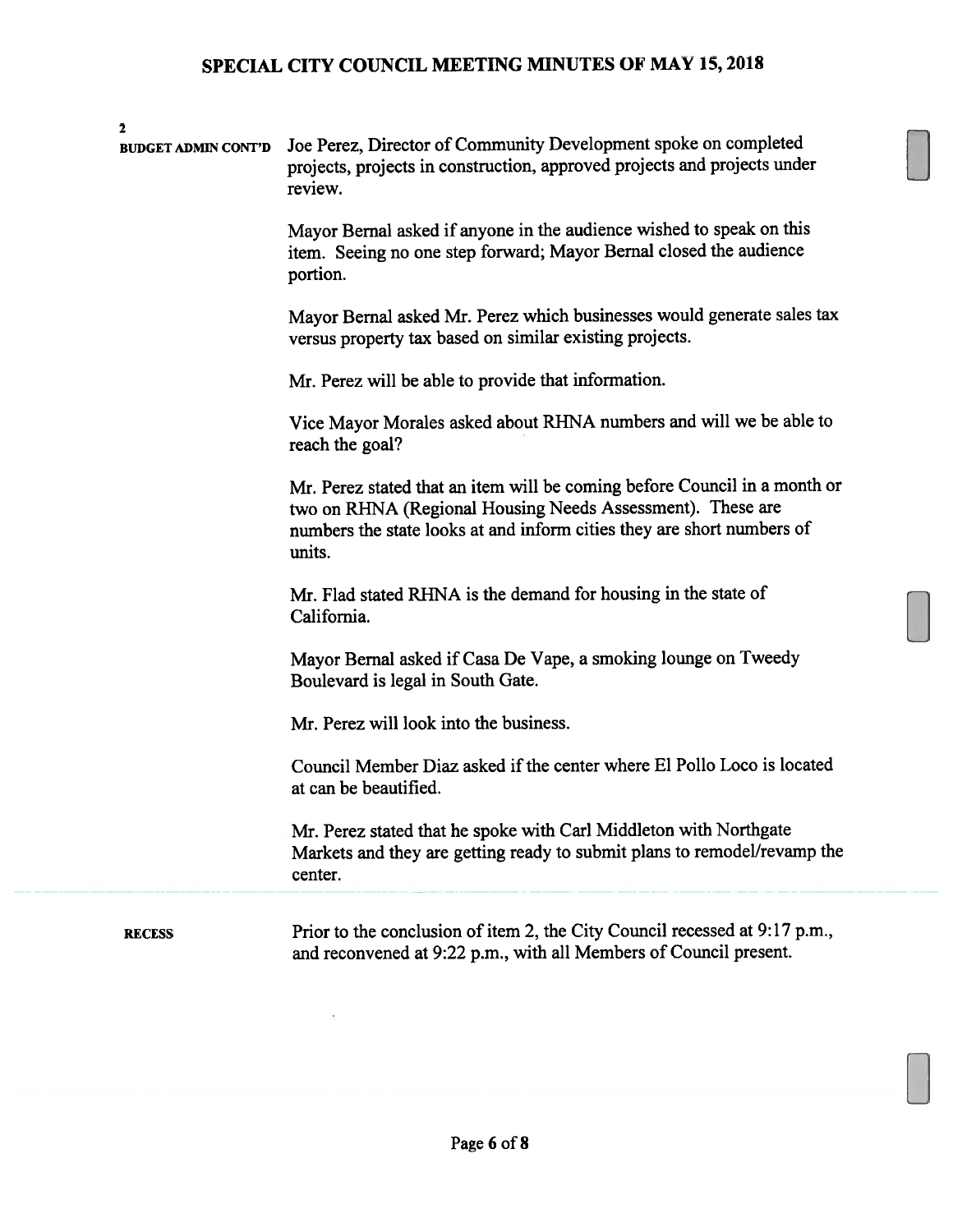**2**

**BUDGET ADMIN CONT'D**

Joe Perez, Director of Community Development spoke on completed projects, projects in construction, approved projects and projects under review.

Mayor Bernal asked if anyone in the audience wished to speak on this item. Seeing no one step forward; Mayor Bernal closed the audience portion.

Mayor Bernal asked Mr. Perez which businesses would generate sales tax versus property tax based on similar existing projects.

Mr. Perez will be able to provide that information.

Vice Mayor Morales asked about RHNA numbers and will we be able to reach the goal?

Mr. Perez stated that an item will be coming before Council in a month or two on RHNA (Regional Housing Needs Assessment). These are numbers the state looks at and inform cities they are short numbers of units.

Mr. Flad stated RHNA is the demand for housing in the state of California.

Mayor Bernal asked if Casa De Vape, a smoking lounge on Tweedy Boulevard is legal in South Gate.

Mr. Perez will look into the business.

Council Member Diaz asked if the center where El Pollo Loco is located at can be beautified.

Mr. Perez stated that he spoke with Carl Middleton with Northgate Markets and they are getting ready to submit plans to remodel/revamp the center.

---

**RECESS**

Prior to the conclusion of item 2, the City Council recessed at 9:17 p.m., and reconvened at 9:22 p.m., with all Members of Council present.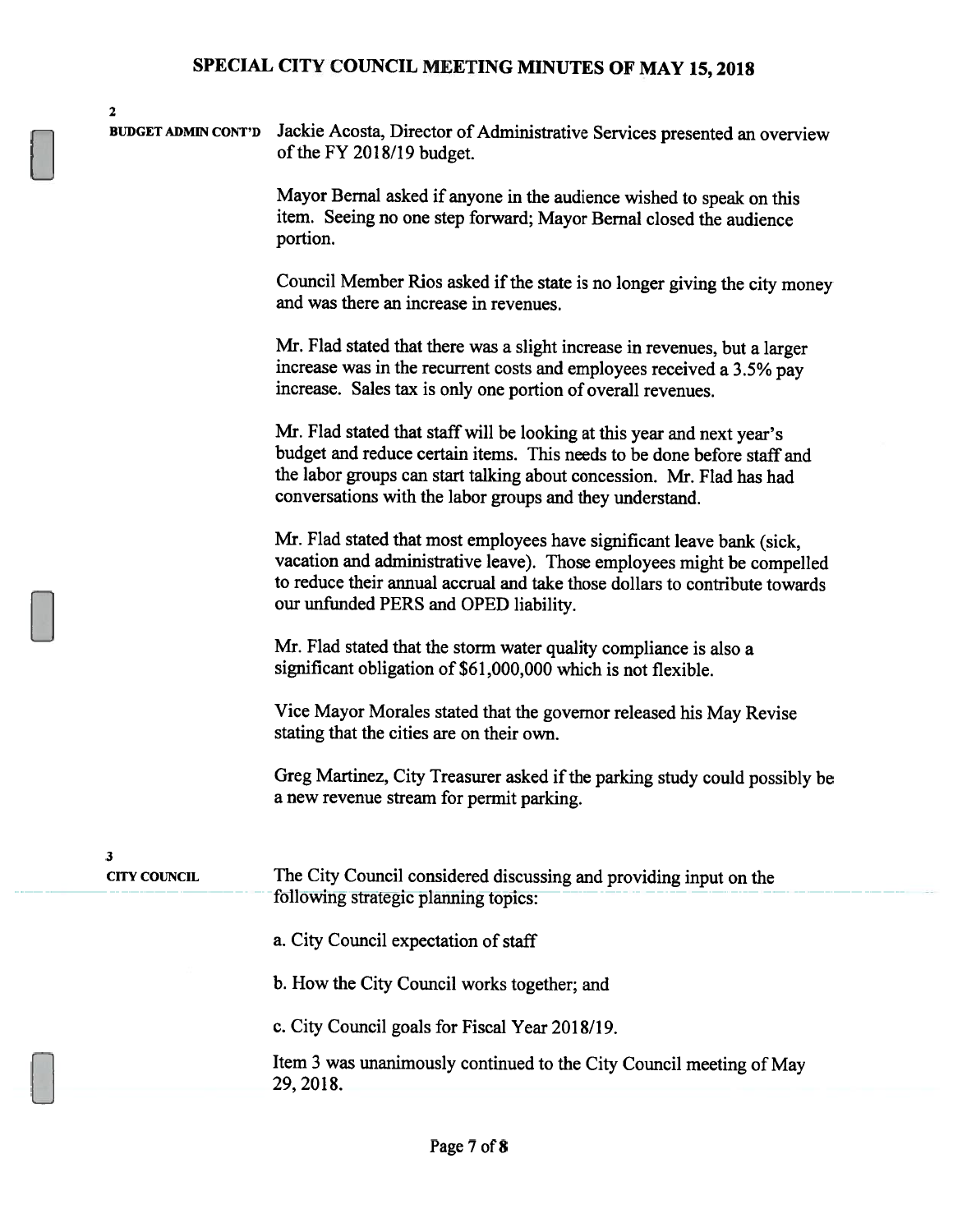**2**

**BUDGET ADMIN CONT'D** Jackie Acosta, Director of Administrative Services presented an overview of the FY 2018/19 budget.

Mayor Bernal asked if anyone in the audience wished to speak on this item. Seeing no one step forward; Mayor Bernal closed the audience portion.

Council Member Rios asked if the state is no longer giving the city money and was there an increase in revenues.

Mr. Flad stated that there was a slight increase in revenues, but a larger increase was in the recurrent costs and employees received a 3.5% pay increase. Sales tax is only one portion of overall revenues.

Mr. Flad stated that staff will be looking at this year and next year's budget and reduce certain items. This needs to be done before staff and the labor groups can start talking about concession. Mr. Flad has had conversations with the labor groups and they understand.

Mr. Flad stated that most employees have significant leave bank (sick, vacation and administrative leave). Those employees might be compelled to reduce their annual accrual and take those dollars to contribute towards our unfunded PERS and OPED liability.

Mr. Flad stated that the storm water quality compliance is also a significant obligation of $61,000,000 which is not flexible.

Vice Mayor Morales stated that the governor released his May Revise stating that the cities are on their own.

Greg Martinez, City Treasurer asked if the parking study could possibly be a new revenue stream for permit parking.

**3**

**CITY COUNCIL** The City Council considered discussing and providing input on the following strategic planning topics:

a. City Council expectation of staff

b. How the City Council works together; and

c. City Council goals for Fiscal Year 2018/19.

Item 3 was unanimously continued to the City Council meeting of May 29, 2018.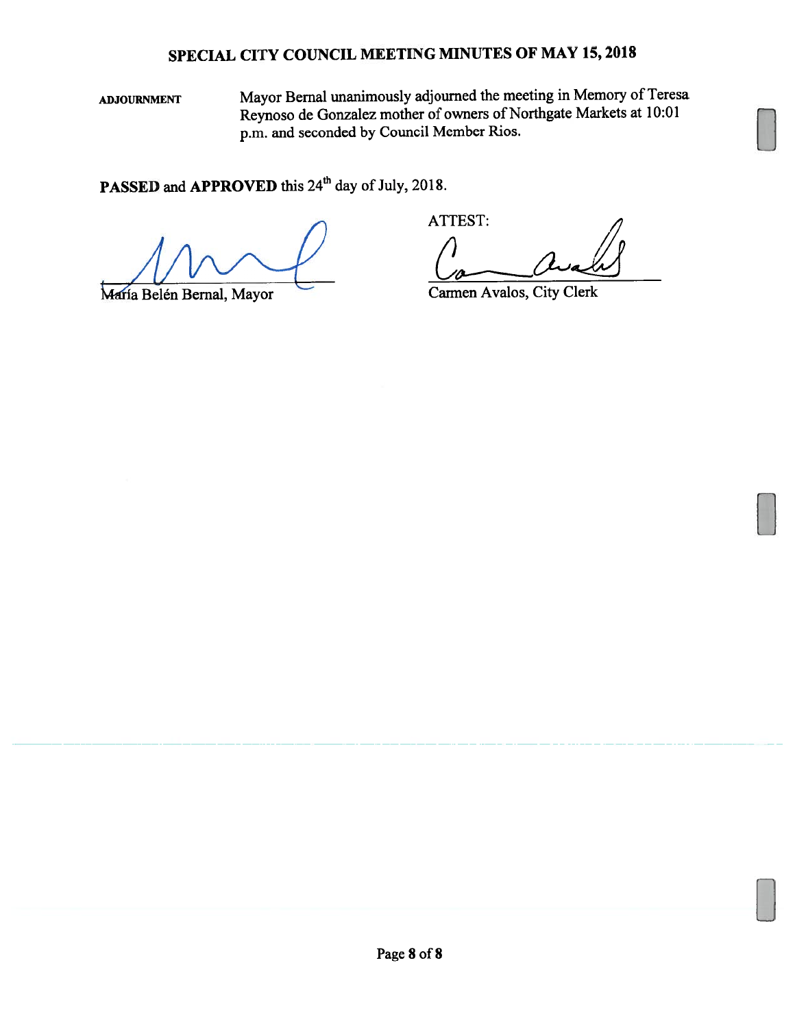# SPECIAL CITY COUNCIL MEETING MINUTES OF MAY 15, 2018

**ADJOURNMENT**

Mayor Bernal unanimously adjourned the meeting in Memory of Teresa Reynoso de Gonzalez mother of owners of Northgate Markets at 10:01 p.m. and seconded by Council Member Rios.

**PASSED** and **APPROVED** this 24th day of July, 2018.

María Belén Bernal, Mayor

ATTEST:

Carmen Avalos, City Clerk